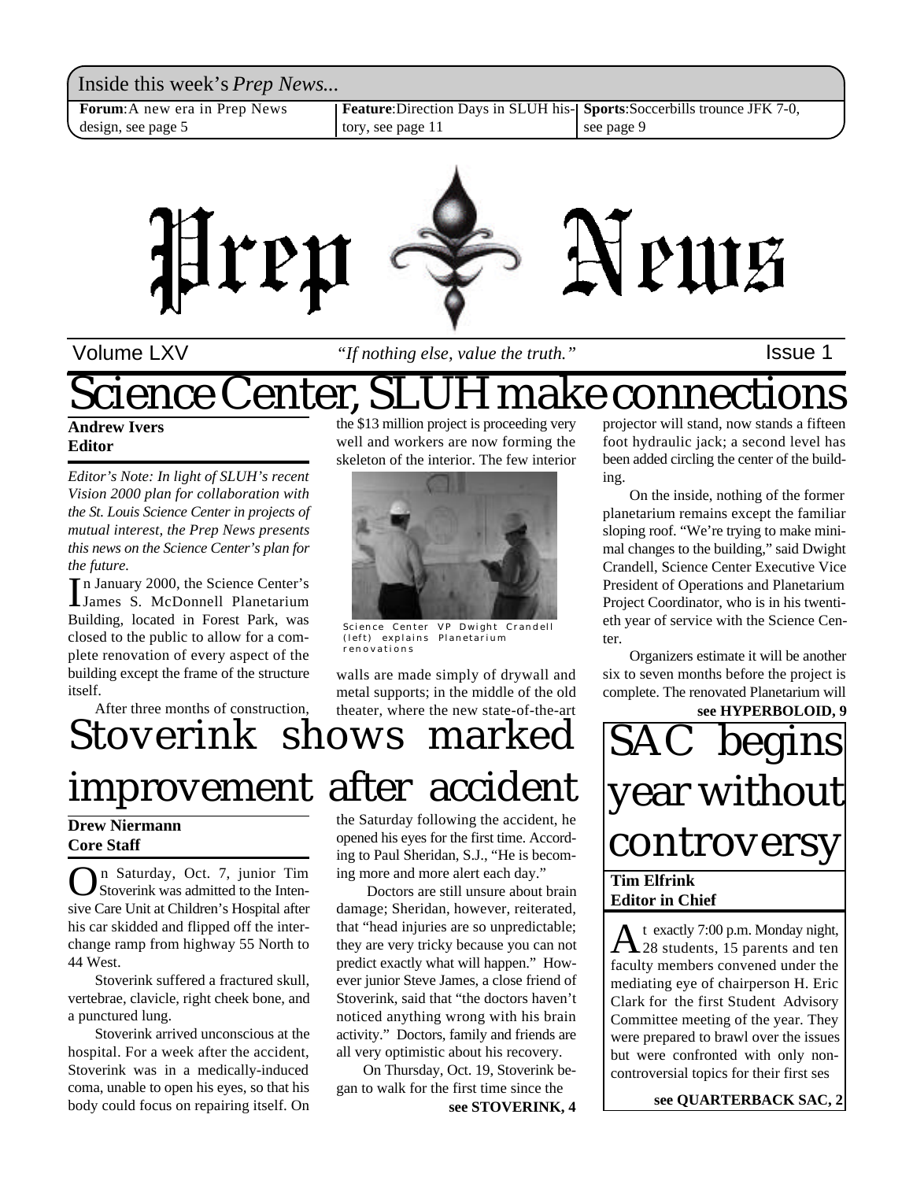Inside this week's *Prep News...*

**Forum**: A new era in Prep News design, see page 5

**Feature**: Direction Days in SLUH history, see page 11

**Sports**: Soccerbills trounce JFK 7-0, see page 9

# Prep News

Volume LXV — *"If nothing else, value the truth."* — Issue 1

# Science Center, SLUH make connections

**Andrew Ivers**
**Editor**

*Editor's Note: In light of SLUH's recent Vision 2000 plan for collaboration with the St. Louis Science Center in projects of mutual interest, the Prep News presents this news on the Science Center's plan for the future.*

In January 2000, the Science Center's James S. McDonnell Planetarium Building, located in Forest Park, was closed to the public to allow for a complete renovation of every aspect of the building except the frame of the structure itself.

After three months of construction, the $13 million project is proceeding very well and workers are now forming the skeleton of the interior. The few interior walls are made simply of drywall and metal supports; in the middle of the old theater, where the new state-of-the-art projector will stand, now stands a fifteen foot hydraulic jack; a second level has been added circling the center of the building.

Science Center VP Dwight Crandell (left) explains Planetarium renovations

On the inside, nothing of the former planetarium remains except the familiar sloping roof. "We're trying to make minimal changes to the building," said Dwight Crandell, Science Center Executive Vice President of Operations and Planetarium Project Coordinator, who is in his twentieth year of service with the Science Center.

Organizers estimate it will be another six to seven months before the project is complete. The renovated Planetarium will

**see HYPERBOLOID, 9**

# Stoverink shows marked improvement after accident

**Drew Niermann**
**Core Staff**

On Saturday, Oct. 7, junior Tim Stoverink was admitted to the Intensive Care Unit at Children's Hospital after his car skidded and flipped off the interchange ramp from highway 55 North to 44 West.

Stoverink suffered a fractured skull, vertebrae, clavicle, right cheek bone, and a punctured lung.

Stoverink arrived unconscious at the hospital. For a week after the accident, Stoverink was in a medically-induced coma, unable to open his eyes, so that his body could focus on repairing itself. On the Saturday following the accident, he opened his eyes for the first time. According to Paul Sheridan, S.J., "He is becoming more and more alert each day."

Doctors are still unsure about brain damage; Sheridan, however, reiterated, that "head injuries are so unpredictable; they are very tricky because you can not predict exactly what will happen." However junior Steve James, a close friend of Stoverink, said that "the doctors haven't noticed anything wrong with his brain activity." Doctors, family and friends are all very optimistic about his recovery.

On Thursday, Oct. 19, Stoverink began to walk for the first time since the

**see STOVERINK, 4**

# SAC begins year without controversy

**Tim Elfrink**
**Editor in Chief**

At exactly 7:00 p.m. Monday night, 28 students, 15 parents and ten faculty members convened under the mediating eye of chairperson H. Eric Clark for the first Student Advisory Committee meeting of the year. They were prepared to brawl over the issues but were confronted with only non-controversial topics for their first ses

**see QUARTERBACK SAC, 2**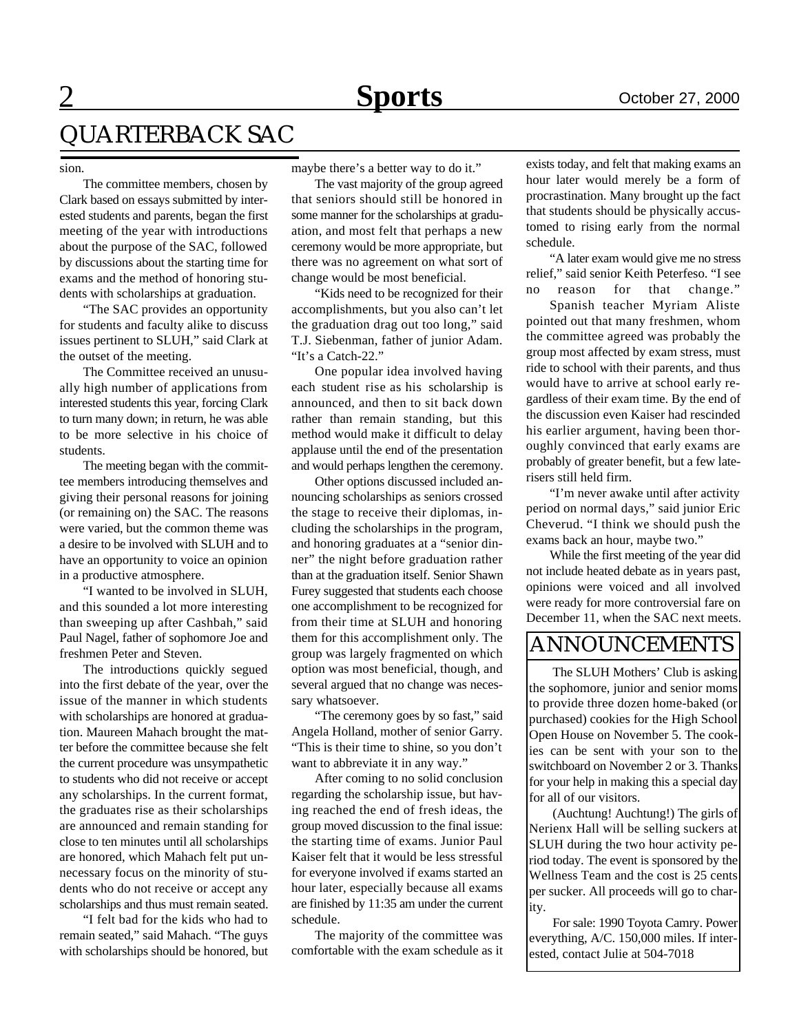# QUARTERBACK SAC

sion.

The committee members, chosen by Clark based on essays submitted by interested students and parents, began the first meeting of the year with introductions about the purpose of the SAC, followed by discussions about the starting time for exams and the method of honoring students with scholarships at graduation.

"The SAC provides an opportunity for students and faculty alike to discuss issues pertinent to SLUH," said Clark at the outset of the meeting.

The Committee received an unusually high number of applications from interested students this year, forcing Clark to turn many down; in return, he was able to be more selective in his choice of students.

The meeting began with the committee members introducing themselves and giving their personal reasons for joining (or remaining on) the SAC. The reasons were varied, but the common theme was a desire to be involved with SLUH and to have an opportunity to voice an opinion in a productive atmosphere.

"I wanted to be involved in SLUH, and this sounded a lot more interesting than sweeping up after Cashbah," said Paul Nagel, father of sophomore Joe and freshmen Peter and Steven.

The introductions quickly segued into the first debate of the year, over the issue of the manner in which students with scholarships are honored at graduation. Maureen Mahach brought the matter before the committee because she felt the current procedure was unsympathetic to students who did not receive or accept any scholarships. In the current format, the graduates rise as their scholarships are announced and remain standing for close to ten minutes until all scholarships are honored, which Mahach felt put unnecessary focus on the minority of students who do not receive or accept any scholarships and thus must remain seated.

"I felt bad for the kids who had to remain seated," said Mahach. "The guys with scholarships should be honored, but maybe there's a better way to do it."

The vast majority of the group agreed that seniors should still be honored in some manner for the scholarships at graduation, and most felt that perhaps a new ceremony would be more appropriate, but there was no agreement on what sort of change would be most beneficial.

"Kids need to be recognized for their accomplishments, but you also can't let the graduation drag out too long," said T.J. Siebenman, father of junior Adam. "It's a Catch-22."

One popular idea involved having each student rise as his scholarship is announced, and then to sit back down rather than remain standing, but this method would make it difficult to delay applause until the end of the presentation and would perhaps lengthen the ceremony.

Other options discussed included announcing scholarships as seniors crossed the stage to receive their diplomas, including the scholarships in the program, and honoring graduates at a "senior dinner" the night before graduation rather than at the graduation itself. Senior Shawn Furey suggested that students each choose one accomplishment to be recognized for from their time at SLUH and honoring them for this accomplishment only. The group was largely fragmented on which option was most beneficial, though, and several argued that no change was necessary whatsoever.

"The ceremony goes by so fast," said Angela Holland, mother of senior Garry. "This is their time to shine, so you don't want to abbreviate it in any way."

After coming to no solid conclusion regarding the scholarship issue, but having reached the end of fresh ideas, the group moved discussion to the final issue: the starting time of exams. Junior Paul Kaiser felt that it would be less stressful for everyone involved if exams started an hour later, especially because all exams are finished by 11:35 am under the current schedule.

The majority of the committee was comfortable with the exam schedule as it exists today, and felt that making exams an hour later would merely be a form of procrastination. Many brought up the fact that students should be physically accustomed to rising early from the normal schedule.

"A later exam would give me no stress relief," said senior Keith Peterfeso. "I see no reason for that change."

Spanish teacher Myriam Aliste pointed out that many freshmen, whom the committee agreed was probably the group most affected by exam stress, must ride to school with their parents, and thus would have to arrive at school early regardless of their exam time. By the end of the discussion even Kaiser had rescinded his earlier argument, having been thoroughly convinced that early exams are probably of greater benefit, but a few late-risers still held firm.

"I'm never awake until after activity period on normal days," said junior Eric Cheverud. "I think we should push the exams back an hour, maybe two."

While the first meeting of the year did not include heated debate as in years past, opinions were voiced and all involved were ready for more controversial fare on December 11, when the SAC next meets.

# ANNOUNCEMENTS

The SLUH Mothers' Club is asking the sophomore, junior and senior moms to provide three dozen home-baked (or purchased) cookies for the High School Open House on November 5. The cookies can be sent with your son to the switchboard on November 2 or 3. Thanks for your help in making this a special day for all of our visitors.

(Auchtung! Auchtung!) The girls of Nerienx Hall will be selling suckers at SLUH during the two hour activity period today. The event is sponsored by the Wellness Team and the cost is 25 cents per sucker. All proceeds will go to charity.

For sale: 1990 Toyota Camry. Power everything, A/C. 150,000 miles. If interested, contact Julie at 504-7018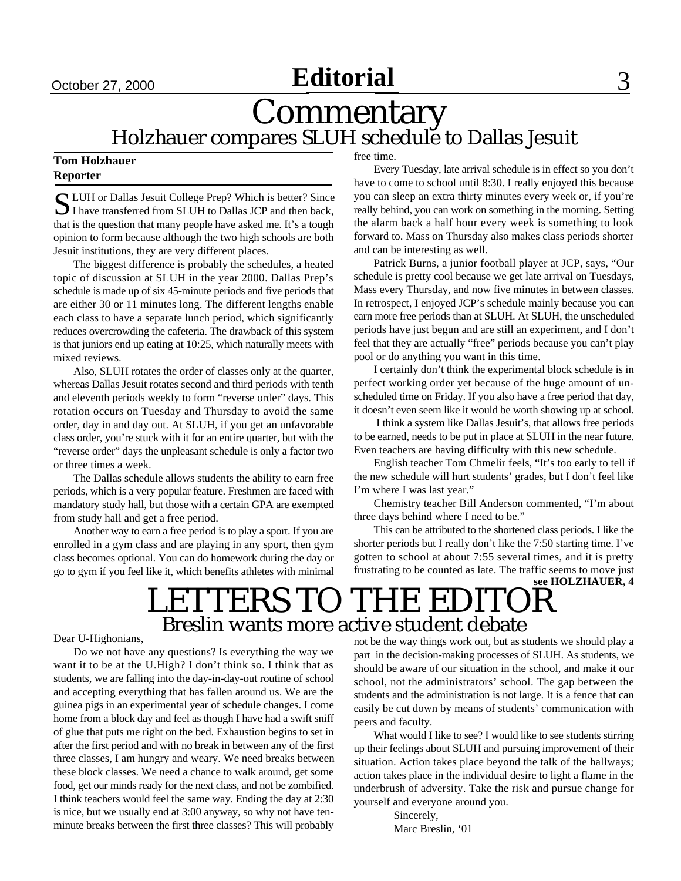# Editorial

# Commentary

## Holzhauer compares SLUH schedule to Dallas Jesuit

**Tom Holzhauer**
**Reporter**

SLUH or Dallas Jesuit College Prep? Which is better? Since I have transferred from SLUH to Dallas JCP and then back, that is the question that many people have asked me. It's a tough opinion to form because although the two high schools are both Jesuit institutions, they are very different places.

The biggest difference is probably the schedules, a heated topic of discussion at SLUH in the year 2000. Dallas Prep's schedule is made up of six 45-minute periods and five periods that are either 30 or 11 minutes long. The different lengths enable each class to have a separate lunch period, which significantly reduces overcrowding the cafeteria. The drawback of this system is that juniors end up eating at 10:25, which naturally meets with mixed reviews.

Also, SLUH rotates the order of classes only at the quarter, whereas Dallas Jesuit rotates second and third periods with tenth and eleventh periods weekly to form "reverse order" days. This rotation occurs on Tuesday and Thursday to avoid the same order, day in and day out. At SLUH, if you get an unfavorable class order, you're stuck with it for an entire quarter, but with the "reverse order" days the unpleasant schedule is only a factor two or three times a week.

The Dallas schedule allows students the ability to earn free periods, which is a very popular feature. Freshmen are faced with mandatory study hall, but those with a certain GPA are exempted from study hall and get a free period.

Another way to earn a free period is to play a sport. If you are enrolled in a gym class and are playing in any sport, then gym class becomes optional. You can do homework during the day or go to gym if you feel like it, which benefits athletes with minimal free time.

Every Tuesday, late arrival schedule is in effect so you don't have to come to school until 8:30. I really enjoyed this because you can sleep an extra thirty minutes every week or, if you're really behind, you can work on something in the morning. Setting the alarm back a half hour every week is something to look forward to. Mass on Thursday also makes class periods shorter and can be interesting as well.

Patrick Burns, a junior football player at JCP, says, "Our schedule is pretty cool because we get late arrival on Tuesdays, Mass every Thursday, and now five minutes in between classes. In retrospect, I enjoyed JCP's schedule mainly because you can earn more free periods than at SLUH. At SLUH, the unscheduled periods have just begun and are still an experiment, and I don't feel that they are actually "free" periods because you can't play pool or do anything you want in this time.

I certainly don't think the experimental block schedule is in perfect working order yet because of the huge amount of unscheduled time on Friday. If you also have a free period that day, it doesn't even seem like it would be worth showing up at school.

I think a system like Dallas Jesuit's, that allows free periods to be earned, needs to be put in place at SLUH in the near future. Even teachers are having difficulty with this new schedule.

English teacher Tom Chmelir feels, "It's too early to tell if the new schedule will hurt students' grades, but I don't feel like I'm where I was last year."

Chemistry teacher Bill Anderson commented, "I'm about three days behind where I need to be."

This can be attributed to the shortened class periods. I like the shorter periods but I really don't like the 7:50 starting time. I've gotten to school at about 7:55 several times, and it is pretty frustrating to be counted as late. The traffic seems to move just

**see HOLZHAUER, 4**

# LETTERS TO THE EDITOR

## Breslin wants more active student debate

Dear U-Highonians,

Do we not have any questions? Is everything the way we want it to be at the U.High? I don't think so. I think that as students, we are falling into the day-in-day-out routine of school and accepting everything that has fallen around us. We are the guinea pigs in an experimental year of schedule changes. I come home from a block day and feel as though I have had a swift sniff of glue that puts me right on the bed. Exhaustion begins to set in after the first period and with no break in between any of the first three classes, I am hungry and weary. We need breaks between these block classes. We need a chance to walk around, get some food, get our minds ready for the next class, and not be zombified. I think teachers would feel the same way. Ending the day at 2:30 is nice, but we usually end at 3:00 anyway, so why not have ten-minute breaks between the first three classes? This will probably not be the way things work out, but as students we should play a part in the decision-making processes of SLUH. As students, we should be aware of our situation in the school, and make it our school, not the administrators' school. The gap between the students and the administration is not large. It is a fence that can easily be cut down by means of students' communication with peers and faculty.

What would I like to see? I would like to see students stirring up their feelings about SLUH and pursuing improvement of their situation. Action takes place beyond the talk of the hallways; action takes place in the individual desire to light a flame in the underbrush of adversity. Take the risk and pursue change for yourself and everyone around you.

Sincerely,
Marc Breslin, '01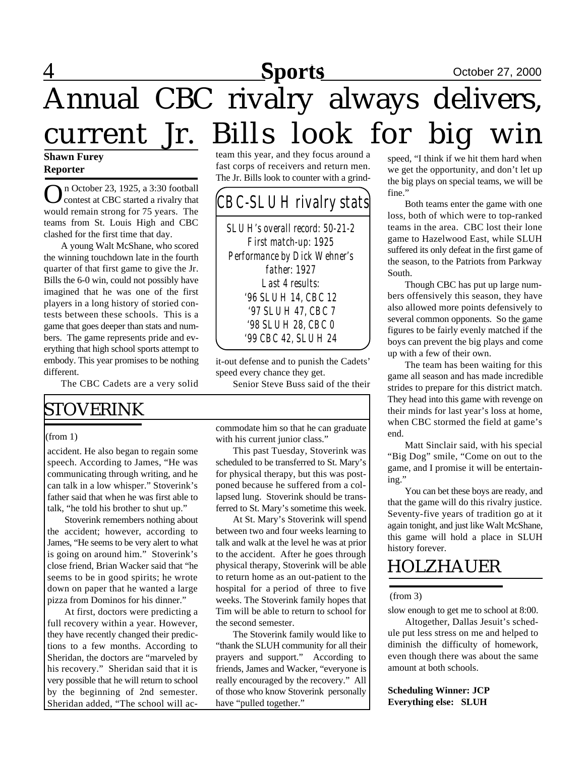# Annual CBC rivalry always delivers, current Jr. Bills look for big win

**Shawn Furey**
**Reporter**

On October 23, 1925, a 3:30 football contest at CBC started a rivalry that would remain strong for 75 years. The teams from St. Louis High and CBC clashed for the first time that day.

A young Walt McShane, who scored the winning touchdown late in the fourth quarter of that first game to give the Jr. Bills the 6-0 win, could not possibly have imagined that he was one of the first players in a long history of storied contests between these schools. This is a game that goes deeper than stats and numbers. The game represents pride and everything that high school sports attempt to embody. This year promises to be nothing different.

The CBC Cadets are a very solid team this year, and they focus around a fast corps of receivers and return men. The Jr. Bills look to counter with a grind-it-out defense and to punish the Cadets' speed every chance they get.

> **CBC-SLUH rivalry stats**
>
> SLUH's overall record: 50-21-2
> First match-up: 1925
> Performance by Dick Wehner's father: 1927
> Last 4 results:
> '96 SLUH 14, CBC 12
> '97 SLUH 47, CBC 7
> '98 SLUH 28, CBC 0
> '99 CBC 42, SLUH 24

Senior Steve Buss said of the their speed, "I think if we hit them hard when we get the opportunity, and don't let up the big plays on special teams, we will be fine."

Both teams enter the game with one loss, both of which were to top-ranked teams in the area. CBC lost their lone game to Hazelwood East, while SLUH suffered its only defeat in the first game of the season, to the Patriots from Parkway South.

Though CBC has put up large numbers offensively this season, they have also allowed more points defensively to several common opponents. So the game figures to be fairly evenly matched if the boys can prevent the big plays and come up with a few of their own.

The team has been waiting for this game all season and has made incredible strides to prepare for this district match. They head into this game with revenge on their minds for last year's loss at home, when CBC stormed the field at game's end.

Matt Sinclair said, with his special "Big Dog" smile, "Come on out to the game, and I promise it will be entertaining."

You can bet these boys are ready, and that the game will do this rivalry justice. Seventy-five years of tradition go at it again tonight, and just like Walt McShane, this game will hold a place in SLUH history forever.

## STOVERINK

(from 1)

accident. He also began to regain some speech. According to James, "He was communicating through writing, and he can talk in a low whisper." Stoverink's father said that when he was first able to talk, "he told his brother to shut up."

Stoverink remembers nothing about the accident; however, according to James, "He seems to be very alert to what is going on around him." Stoverink's close friend, Brian Wacker said that "he seems to be in good spirits; he wrote down on paper that he wanted a large pizza from Dominos for his dinner."

At first, doctors were predicting a full recovery within a year. However, they have recently changed their predictions to a few months. According to Sheridan, the doctors are "marveled by his recovery." Sheridan said that it is very possible that he will return to school by the beginning of 2nd semester. Sheridan added, "The school will accommodate him so that he can graduate with his current junior class."

This past Tuesday, Stoverink was scheduled to be transferred to St. Mary's for physical therapy, but this was postponed because he suffered from a collapsed lung. Stoverink should be transferred to St. Mary's sometime this week.

At St. Mary's Stoverink will spend between two and four weeks learning to talk and walk at the level he was at prior to the accident. After he goes through physical therapy, Stoverink will be able to return home as an out-patient to the hospital for a period of three to five weeks. The Stoverink family hopes that Tim will be able to return to school for the second semester.

The Stoverink family would like to "thank the SLUH community for all their prayers and support." According to friends, James and Wacker, "everyone is really encouraged by the recovery." All of those who know Stoverink personally have "pulled together."

## HOLZHAUER

(from 3)

slow enough to get me to school at 8:00.

Altogether, Dallas Jesuit's schedule put less stress on me and helped to diminish the difficulty of homework, even though there was about the same amount at both schools.

**Scheduling Winner: JCP**
**Everything else: SLUH**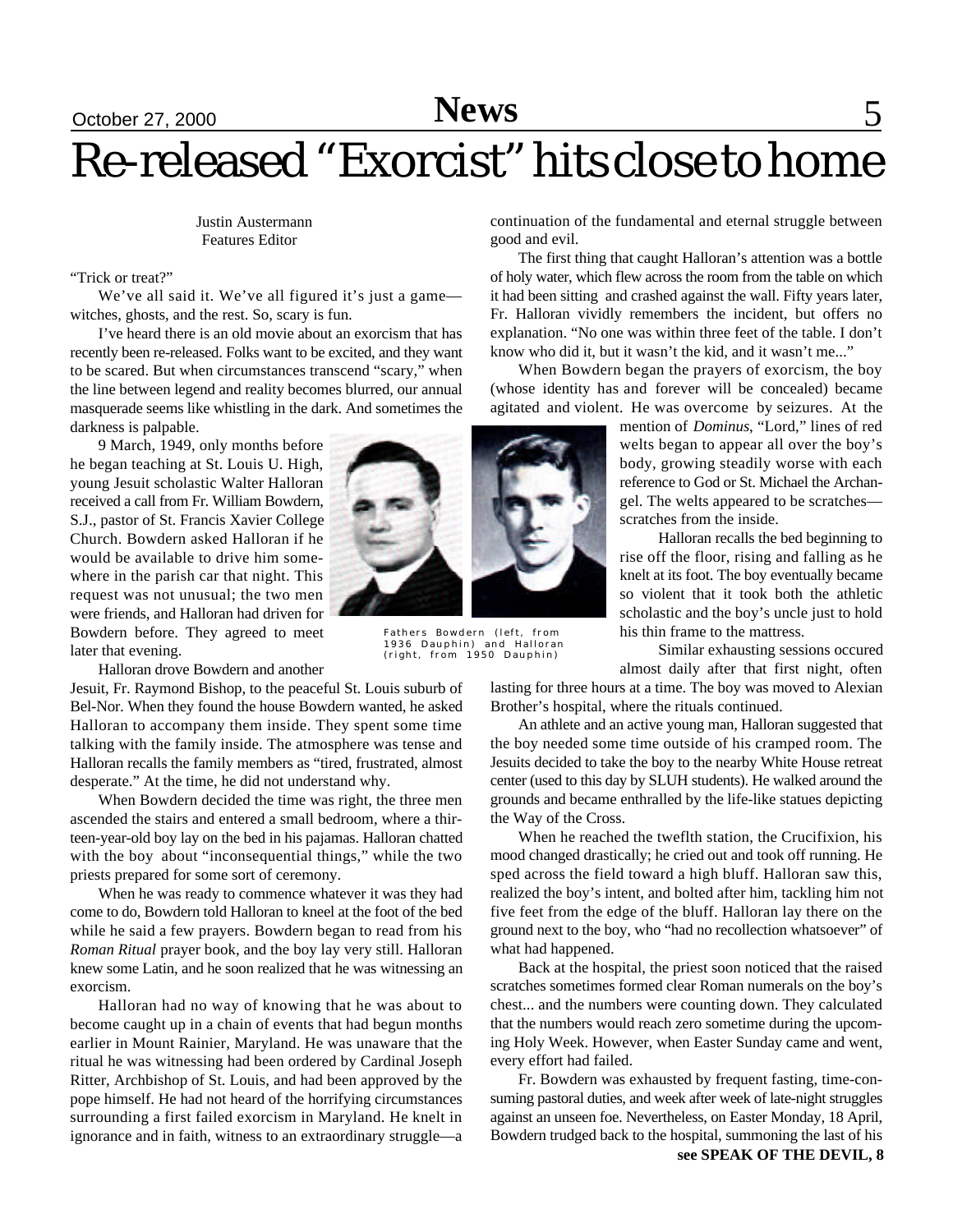# Re-released "Exorcist" hits close to home

Justin Austermann
Features Editor

"Trick or treat?"

We've all said it. We've all figured it's just a game—witches, ghosts, and the rest. So, scary is fun.

I've heard there is an old movie about an exorcism that has recently been re-released. Folks want to be excited, and they want to be scared. But when circumstances transcend "scary," when the line between legend and reality becomes blurred, our annual masquerade seems like whistling in the dark. And sometimes the darkness is palpable.

9 March, 1949, only months before he began teaching at St. Louis U. High, young Jesuit scholastic Walter Halloran received a call from Fr. William Bowdern, S.J., pastor of St. Francis Xavier College Church. Bowdern asked Halloran if he would be available to drive him somewhere in the parish car that night. This request was not unusual; the two men were friends, and Halloran had driven for Bowdern before. They agreed to meet later that evening.

Halloran drove Bowdern and another Jesuit, Fr. Raymond Bishop, to the peaceful St. Louis suburb of Bel-Nor. When they found the house Bowdern wanted, he asked Halloran to accompany them inside. They spent some time talking with the family inside. The atmosphere was tense and Halloran recalls the family members as "tired, frustrated, almost desperate." At the time, he did not understand why.

When Bowdern decided the time was right, the three men ascended the stairs and entered a small bedroom, where a thirteen-year-old boy lay on the bed in his pajamas. Halloran chatted with the boy about "inconsequential things," while the two priests prepared for some sort of ceremony.

When he was ready to commence whatever it was they had come to do, Bowdern told Halloran to kneel at the foot of the bed while he said a few prayers. Bowdern began to read from his *Roman Ritual* prayer book, and the boy lay very still. Halloran knew some Latin, and he soon realized that he was witnessing an exorcism.

Halloran had no way of knowing that he was about to become caught up in a chain of events that had begun months earlier in Mount Rainier, Maryland. He was unaware that the ritual he was witnessing had been ordered by Cardinal Joseph Ritter, Archbishop of St. Louis, and had been approved by the pope himself. He had not heard of the horrifying circumstances surrounding a first failed exorcism in Maryland. He knelt in ignorance and in faith, witness to an extraordinary struggle—a continuation of the fundamental and eternal struggle between good and evil.

Fathers Bowdern (left, from 1936 Dauphin) and Halloran (right, from 1950 Dauphin)

The first thing that caught Halloran's attention was a bottle of holy water, which flew across the room from the table on which it had been sitting and crashed against the wall. Fifty years later, Fr. Halloran vividly remembers the incident, but offers no explanation. "No one was within three feet of the table. I don't know who did it, but it wasn't the kid, and it wasn't me..."

When Bowdern began the prayers of exorcism, the boy (whose identity has and forever will be concealed) became agitated and violent. He was overcome by seizures. At the mention of *Dominus*, "Lord," lines of red welts began to appear all over the boy's body, growing steadily worse with each reference to God or St. Michael the Archangel. The welts appeared to be scratches—scratches from the inside.

Halloran recalls the bed beginning to rise off the floor, rising and falling as he knelt at its foot. The boy eventually became so violent that it took both the athletic scholastic and the boy's uncle just to hold his thin frame to the mattress.

Similar exhausting sessions occured almost daily after that first night, often lasting for three hours at a time. The boy was moved to Alexian Brother's hospital, where the rituals continued.

An athlete and an active young man, Halloran suggested that the boy needed some time outside of his cramped room. The Jesuits decided to take the boy to the nearby White House retreat center (used to this day by SLUH students). He walked around the grounds and became enthralled by the life-like statues depicting the Way of the Cross.

When he reached the tweflth station, the Crucifixion, his mood changed drastically; he cried out and took off running. He sped across the field toward a high bluff. Halloran saw this, realized the boy's intent, and bolted after him, tackling him not five feet from the edge of the bluff. Halloran lay there on the ground next to the boy, who "had no recollection whatsoever" of what had happened.

Back at the hospital, the priest soon noticed that the raised scratches sometimes formed clear Roman numerals on the boy's chest... and the numbers were counting down. They calculated that the numbers would reach zero sometime during the upcoming Holy Week. However, when Easter Sunday came and went, every effort had failed.

Fr. Bowdern was exhausted by frequent fasting, time-consuming pastoral duties, and week after week of late-night struggles against an unseen foe. Nevertheless, on Easter Monday, 18 April, Bowdern trudged back to the hospital, summoning the last of his

**see SPEAK OF THE DEVIL, 8**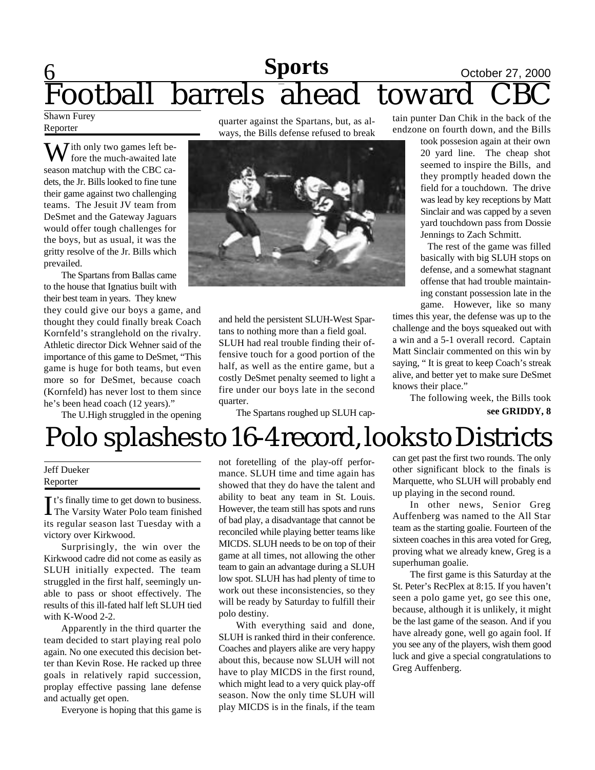## Sports

# Football barrels ahead toward CBC

Shawn Furey
Reporter

With only two games left before the much-awaited late season matchup with the CBC cadets, the Jr. Bills looked to fine tune their game against two challenging teams. The Jesuit JV team from DeSmet and the Gateway Jaguars would offer tough challenges for the boys, but as usual, it was the gritty resolve of the Jr. Bills which prevailed.

The Spartans from Ballas came to the house that Ignatius built with their best team in years. They knew they could give our boys a game, and thought they could finally break Coach Kornfeld's stranglehold on the rivalry. Athletic director Dick Wehner said of the importance of this game to DeSmet, "This game is huge for both teams, but even more so for DeSmet, because coach (Kornfeld) has never lost to them since he's been head coach (12 years)."

The U.High struggled in the opening quarter against the Spartans, but, as always, the Bills defense refused to break and held the persistent SLUH-West Spartans to nothing more than a field goal. SLUH had real trouble finding their offensive touch for a good portion of the half, as well as the entire game, but a costly DeSmet penalty seemed to light a fire under our boys late in the second quarter.

The Spartans roughed up SLUH captain punter Dan Chik in the back of the endzone on fourth down, and the Bills took possesion again at their own 20 yard line. The cheap shot seemed to inspire the Bills, and they promptly headed down the field for a touchdown. The drive was lead by key receptions by Matt Sinclair and was capped by a seven yard touchdown pass from Dossie Jennings to Zach Schmitt.

The rest of the game was filled basically with big SLUH stops on defense, and a somewhat stagnant offense that had trouble maintaining constant possession late in the game. However, like so many times this year, the defense was up to the challenge and the boys squeaked out with a win and a 5-1 overall record. Captain Matt Sinclair commented on this win by saying, " It is great to keep Coach's streak alive, and better yet to make sure DeSmet knows their place."

The following week, the Bills took

**see GRIDDY, 8**

# Polo splashes to 16-4 record, looks to Districts

Jeff Dueker
Reporter

It's finally time to get down to business. The Varsity Water Polo team finished its regular season last Tuesday with a victory over Kirkwood.

Surprisingly, the win over the Kirkwood cadre did not come as easily as SLUH initially expected. The team struggled in the first half, seemingly unable to pass or shoot effectively. The results of this ill-fated half left SLUH tied with K-Wood 2-2.

Apparently in the third quarter the team decided to start playing real polo again. No one executed this decision better than Kevin Rose. He racked up three goals in relatively rapid succession, proplay effective passing lane defense and actually get open.

Everyone is hoping that this game is not foretelling of the play-off performance. SLUH time and time again has showed that they do have the talent and ability to beat any team in St. Louis. However, the team still has spots and runs of bad play, a disadvantage that cannot be reconciled while playing better teams like MICDS. SLUH needs to be on top of their game at all times, not allowing the other team to gain an advantage during a SLUH low spot. SLUH has had plenty of time to work out these inconsistencies, so they will be ready by Saturday to fulfill their polo destiny.

With everything said and done, SLUH is ranked third in their conference. Coaches and players alike are very happy about this, because now SLUH will not have to play MICDS in the first round, which might lead to a very quick play-off season. Now the only time SLUH will play MICDS is in the finals, if the team can get past the first two rounds. The only other significant block to the finals is Marquette, who SLUH will probably end up playing in the second round.

In other news, Senior Greg Auffenberg was named to the All Star team as the starting goalie. Fourteen of the sixteen coaches in this area voted for Greg, proving what we already knew, Greg is a superhuman goalie.

The first game is this Saturday at the St. Peter's RecPlex at 8:15. If you haven't seen a polo game yet, go see this one, because, although it is unlikely, it might be the last game of the season. And if you have already gone, well go again fool. If you see any of the players, wish them good luck and give a special congratulations to Greg Auffenberg.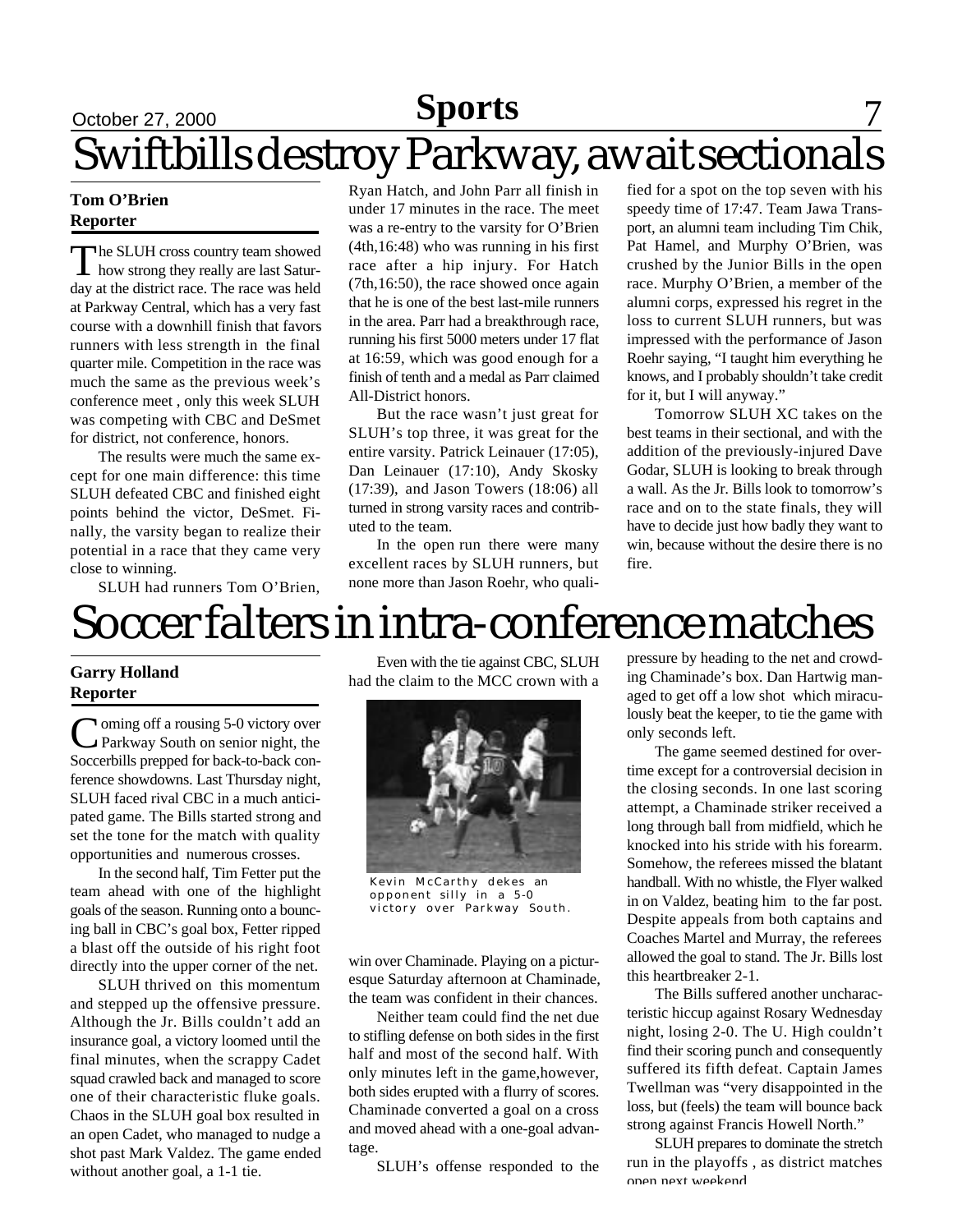# Swiftbills destroy Parkway, await sectionals

**Tom O'Brien**
**Reporter**

The SLUH cross country team showed how strong they really are last Saturday at the district race. The race was held at Parkway Central, which has a very fast course with a downhill finish that favors runners with less strength in the final quarter mile. Competition in the race was much the same as the previous week's conference meet , only this week SLUH was competing with CBC and DeSmet for district, not conference, honors.

The results were much the same except for one main difference: this time SLUH defeated CBC and finished eight points behind the victor, DeSmet. Finally, the varsity began to realize their potential in a race that they came very close to winning.

SLUH had runners Tom O'Brien, Ryan Hatch, and John Parr all finish in under 17 minutes in the race. The meet was a re-entry to the varsity for O'Brien (4th,16:48) who was running in his first race after a hip injury. For Hatch (7th,16:50), the race showed once again that he is one of the best last-mile runners in the area. Parr had a breakthrough race, running his first 5000 meters under 17 flat at 16:59, which was good enough for a finish of tenth and a medal as Parr claimed All-District honors.

But the race wasn't just great for SLUH's top three, it was great for the entire varsity. Patrick Leinauer (17:05), Dan Leinauer (17:10), Andy Skosky (17:39), and Jason Towers (18:06) all turned in strong varsity races and contributed to the team.

In the open run there were many excellent races by SLUH runners, but none more than Jason Roehr, who qualified for a spot on the top seven with his speedy time of 17:47. Team Jawa Transport, an alumni team including Tim Chik, Pat Hamel, and Murphy O'Brien, was crushed by the Junior Bills in the open race. Murphy O'Brien, a member of the alumni corps, expressed his regret in the loss to current SLUH runners, but was impressed with the performance of Jason Roehr saying, "I taught him everything he knows, and I probably shouldn't take credit for it, but I will anyway."

Tomorrow SLUH XC takes on the best teams in their sectional, and with the addition of the previously-injured Dave Godar, SLUH is looking to break through a wall. As the Jr. Bills look to tomorrow's race and on to the state finals, they will have to decide just how badly they want to win, because without the desire there is no fire.

# Soccer falters in intra-conference matches

**Garry Holland**
**Reporter**

Coming off a rousing 5-0 victory over Parkway South on senior night, the Soccerbills prepped for back-to-back conference showdowns. Last Thursday night, SLUH faced rival CBC in a much anticipated game. The Bills started strong and set the tone for the match with quality opportunities and numerous crosses.

In the second half, Tim Fetter put the team ahead with one of the highlight goals of the season. Running onto a bouncing ball in CBC's goal box, Fetter ripped a blast off the outside of his right foot directly into the upper corner of the net.

SLUH thrived on this momentum and stepped up the offensive pressure. Although the Jr. Bills couldn't add an insurance goal, a victory loomed until the final minutes, when the scrappy Cadet squad crawled back and managed to score one of their characteristic fluke goals. Chaos in the SLUH goal box resulted in an open Cadet, who managed to nudge a shot past Mark Valdez. The game ended without another goal, a 1-1 tie.

Even with the tie against CBC, SLUH had the claim to the MCC crown with a win over Chaminade. Playing on a picturesque Saturday afternoon at Chaminade, the team was confident in their chances.

Kevin McCarthy dekes an opponent silly in a 5-0 victory over Parkway South.

Neither team could find the net due to stifling defense on both sides in the first half and most of the second half. With only minutes left in the game,however, both sides erupted with a flurry of scores. Chaminade converted a goal on a cross and moved ahead with a one-goal advantage.

SLUH's offense responded to the pressure by heading to the net and crowding Chaminade's box. Dan Hartwig managed to get off a low shot which miraculously beat the keeper, to tie the game with only seconds left.

The game seemed destined for overtime except for a controversial decision in the closing seconds. In one last scoring attempt, a Chaminade striker received a long through ball from midfield, which he knocked into his stride with his forearm. Somehow, the referees missed the blatant handball. With no whistle, the Flyer walked in on Valdez, beating him to the far post. Despite appeals from both captains and Coaches Martel and Murray, the referees allowed the goal to stand. The Jr. Bills lost this heartbreaker 2-1.

The Bills suffered another uncharacteristic hiccup against Rosary Wednesday night, losing 2-0. The U. High couldn't find their scoring punch and consequently suffered its fifth defeat. Captain James Twellman was "very disappointed in the loss, but (feels) the team will bounce back strong against Francis Howell North."

SLUH prepares to dominate the stretch run in the playoffs , as district matches open next weekend.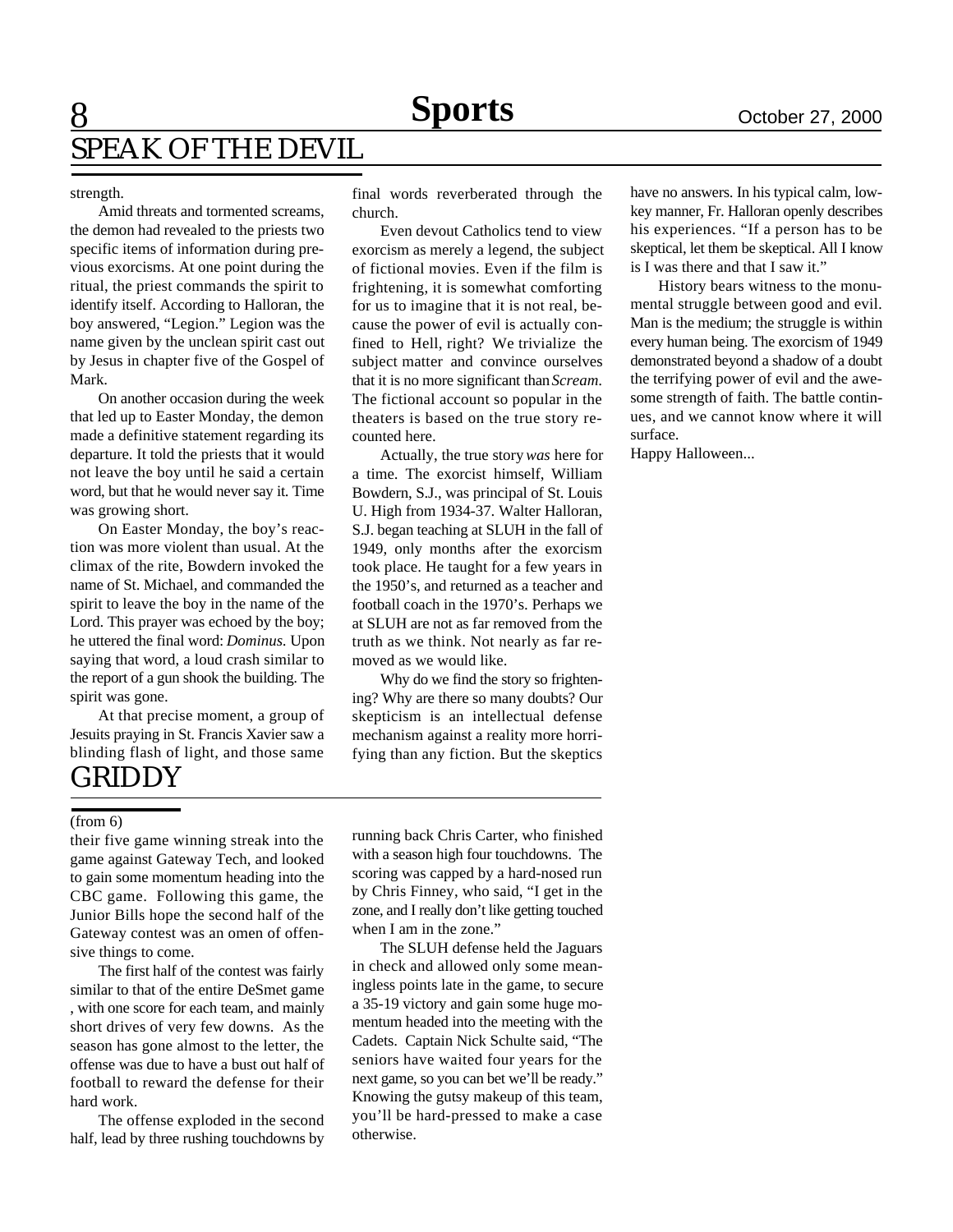## SPEAK OF THE DEVIL

strength.

Amid threats and tormented screams, the demon had revealed to the priests two specific items of information during previous exorcisms. At one point during the ritual, the priest commands the spirit to identify itself. According to Halloran, the boy answered, "Legion." Legion was the name given by the unclean spirit cast out by Jesus in chapter five of the Gospel of Mark.

On another occasion during the week that led up to Easter Monday, the demon made a definitive statement regarding its departure. It told the priests that it would not leave the boy until he said a certain word, but that he would never say it. Time was growing short.

On Easter Monday, the boy's reaction was more violent than usual. At the climax of the rite, Bowdern invoked the name of St. Michael, and commanded the spirit to leave the boy in the name of the Lord. This prayer was echoed by the boy; he uttered the final word: *Dominus.* Upon saying that word, a loud crash similar to the report of a gun shook the building. The spirit was gone.

At that precise moment, a group of Jesuits praying in St. Francis Xavier saw a blinding flash of light, and those same final words reverberated through the church.

Even devout Catholics tend to view exorcism as merely a legend, the subject of fictional movies. Even if the film is frightening, it is somewhat comforting for us to imagine that it is not real, because the power of evil is actually confined to Hell, right? We trivialize the subject matter and convince ourselves that it is no more significant than *Scream*. The fictional account so popular in the theaters is based on the true story recounted here.

Actually, the true story *was* here for a time. The exorcist himself, William Bowdern, S.J., was principal of St. Louis U. High from 1934-37. Walter Halloran, S.J. began teaching at SLUH in the fall of 1949, only months after the exorcism took place. He taught for a few years in the 1950's, and returned as a teacher and football coach in the 1970's. Perhaps we at SLUH are not as far removed from the truth as we think. Not nearly as far removed as we would like.

Why do we find the story so frightening? Why are there so many doubts? Our skepticism is an intellectual defense mechanism against a reality more horrifying than any fiction. But the skeptics have no answers. In his typical calm, low-key manner, Fr. Halloran openly describes his experiences. "If a person has to be skeptical, let them be skeptical. All I know is I was there and that I saw it."

History bears witness to the monumental struggle between good and evil. Man is the medium; the struggle is within every human being. The exorcism of 1949 demonstrated beyond a shadow of a doubt the terrifying power of evil and the awesome strength of faith. The battle continues, and we cannot know where it will surface.

Happy Halloween...

## GRIDDY

(from 6)

their five game winning streak into the game against Gateway Tech, and looked to gain some momentum heading into the CBC game. Following this game, the Junior Bills hope the second half of the Gateway contest was an omen of offensive things to come.

The first half of the contest was fairly similar to that of the entire DeSmet game , with one score for each team, and mainly short drives of very few downs. As the season has gone almost to the letter, the offense was due to have a bust out half of football to reward the defense for their hard work.

The offense exploded in the second half, lead by three rushing touchdowns by running back Chris Carter, who finished with a season high four touchdowns. The scoring was capped by a hard-nosed run by Chris Finney, who said, "I get in the zone, and I really don't like getting touched when I am in the zone."

The SLUH defense held the Jaguars in check and allowed only some meaningless points late in the game, to secure a 35-19 victory and gain some huge momentum headed into the meeting with the Cadets. Captain Nick Schulte said, "The seniors have waited four years for the next game, so you can bet we'll be ready." Knowing the gutsy makeup of this team, you'll be hard-pressed to make a case otherwise.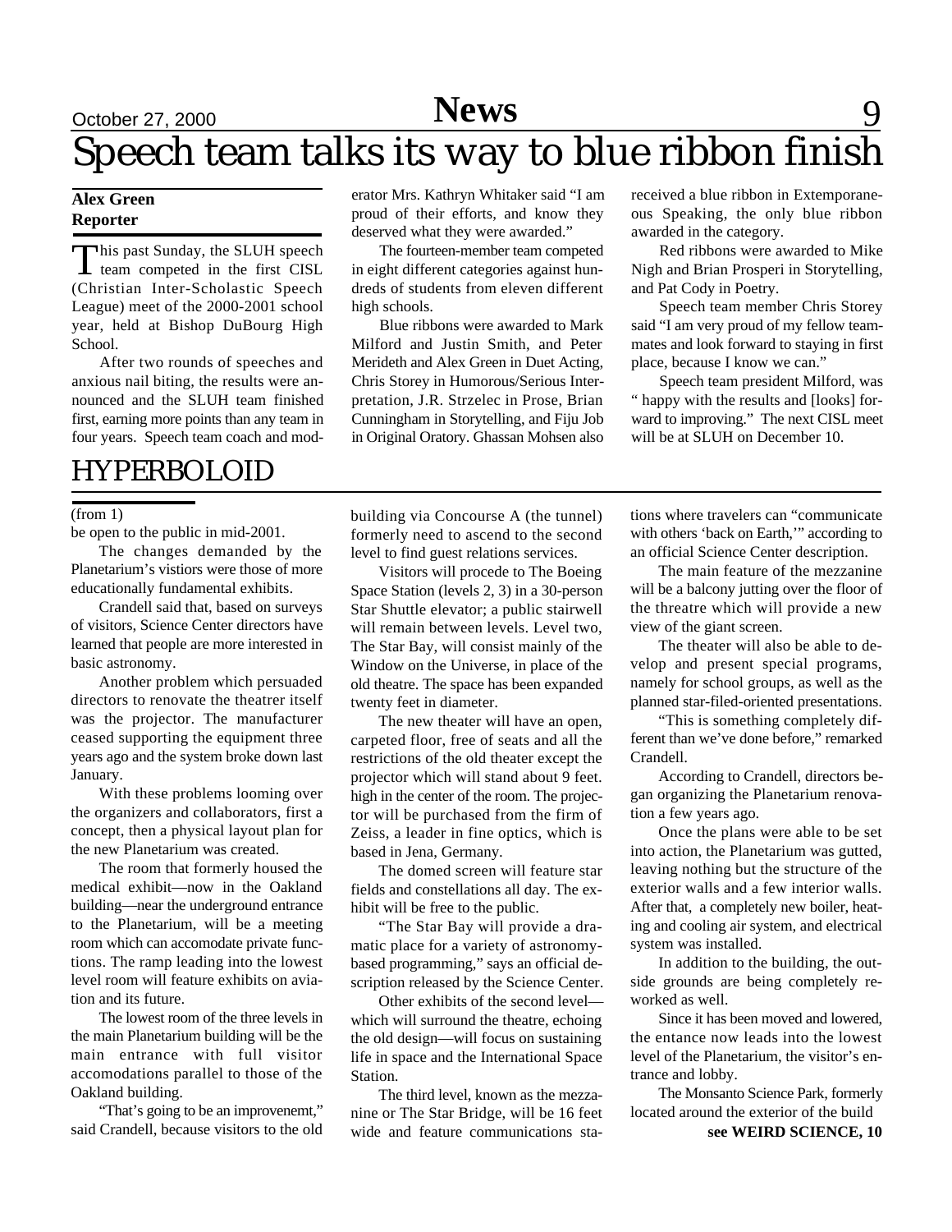# Speech team talks its way to blue ribbon finish

**Alex Green**
**Reporter**

This past Sunday, the SLUH speech team competed in the first CISL (Christian Inter-Scholastic Speech League) meet of the 2000-2001 school year, held at Bishop DuBourg High School.

After two rounds of speeches and anxious nail biting, the results were announced and the SLUH team finished first, earning more points than any team in four years. Speech team coach and moderator Mrs. Kathryn Whitaker said "I am proud of their efforts, and know they deserved what they were awarded."

The fourteen-member team competed in eight different categories against hundreds of students from eleven different high schools.

Blue ribbons were awarded to Mark Milford and Justin Smith, and Peter Merideth and Alex Green in Duet Acting, Chris Storey in Humorous/Serious Interpretation, J.R. Strzelec in Prose, Brian Cunningham in Storytelling, and Fiju Job in Original Oratory. Ghassan Mohsen also received a blue ribbon in Extemporaneous Speaking, the only blue ribbon awarded in the category.

Red ribbons were awarded to Mike Nigh and Brian Prosperi in Storytelling, and Pat Cody in Poetry.

Speech team member Chris Storey said "I am very proud of my fellow teammates and look forward to staying in first place, because I know we can."

Speech team president Milford, was " happy with the results and [looks] forward to improving." The next CISL meet will be at SLUH on December 10.

# HYPERBOLOID

(from 1)

be open to the public in mid-2001.

The changes demanded by the Planetarium's vistiors were those of more educationally fundamental exhibits.

Crandell said that, based on surveys of visitors, Science Center directors have learned that people are more interested in basic astronomy.

Another problem which persuaded directors to renovate the theatrer itself was the projector. The manufacturer ceased supporting the equipment three years ago and the system broke down last January.

With these problems looming over the organizers and collaborators, first a concept, then a physical layout plan for the new Planetarium was created.

The room that formerly housed the medical exhibit—now in the Oakland building—near the underground entrance to the Planetarium, will be a meeting room which can accomodate private functions. The ramp leading into the lowest level room will feature exhibits on aviation and its future.

The lowest room of the three levels in the main Planetarium building will be the main entrance with full visitor accomodations parallel to those of the Oakland building.

"That's going to be an improvenemt," said Crandell, because visitors to the old building via Concourse A (the tunnel) formerly need to ascend to the second level to find guest relations services.

Visitors will procede to The Boeing Space Station (levels 2, 3) in a 30-person Star Shuttle elevator; a public stairwell will remain between levels. Level two, The Star Bay, will consist mainly of the Window on the Universe, in place of the old theatre. The space has been expanded twenty feet in diameter.

The new theater will have an open, carpeted floor, free of seats and all the restrictions of the old theater except the projector which will stand about 9 feet. high in the center of the room. The projector will be purchased from the firm of Zeiss, a leader in fine optics, which is based in Jena, Germany.

The domed screen will feature star fields and constellations all day. The exhibit will be free to the public.

"The Star Bay will provide a dramatic place for a variety of astronomy-based programming," says an official description released by the Science Center.

Other exhibits of the second level—which will surround the theatre, echoing the old design—will focus on sustaining life in space and the International Space Station.

The third level, known as the mezzanine or The Star Bridge, will be 16 feet wide and feature communications stations where travelers can "communicate with others 'back on Earth,'" according to an official Science Center description.

The main feature of the mezzanine will be a balcony jutting over the floor of the threatre which will provide a new view of the giant screen.

The theater will also be able to develop and present special programs, namely for school groups, as well as the planned star-filed-oriented presentations.

"This is something completely different than we've done before," remarked Crandell.

According to Crandell, directors began organizing the Planetarium renovation a few years ago.

Once the plans were able to be set into action, the Planetarium was gutted, leaving nothing but the structure of the exterior walls and a few interior walls. After that, a completely new boiler, heating and cooling air system, and electrical system was installed.

In addition to the building, the outside grounds are being completely reworked as well.

Since it has been moved and lowered, the entance now leads into the lowest level of the Planetarium, the visitor's entrance and lobby.

The Monsanto Science Park, formerly located around the exterior of the build

**see WEIRD SCIENCE, 10**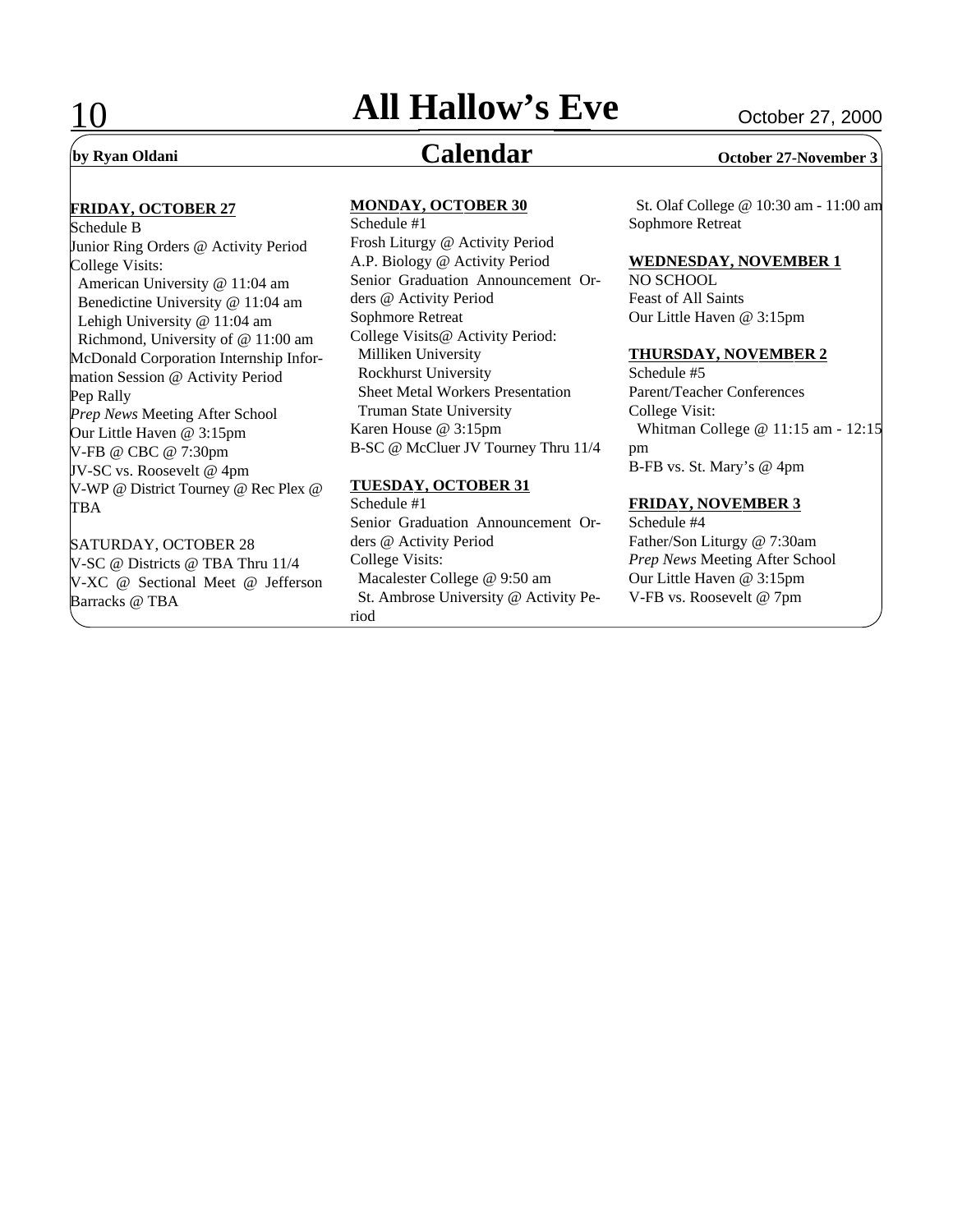# All Hallow's Eve

## Calendar

**by Ryan Oldani**

**October 27-November 3**

**FRIDAY, OCTOBER 27**
Schedule B
Junior Ring Orders @ Activity Period
College Visits:
American University @ 11:04 am
Benedictine University @ 11:04 am
Lehigh University @ 11:04 am
Richmond, University of @ 11:00 am
McDonald Corporation Internship Information Session @ Activity Period
Pep Rally
*Prep News* Meeting After School
Our Little Haven @ 3:15pm
V-FB @ CBC @ 7:30pm
JV-SC vs. Roosevelt @ 4pm
V-WP @ District Tourney @ Rec Plex @ TBA

SATURDAY, OCTOBER 28
V-SC @ Districts @ TBA Thru 11/4
V-XC @ Sectional Meet @ Jefferson Barracks @ TBA

**MONDAY, OCTOBER 30**
Schedule #1
Frosh Liturgy @ Activity Period
A.P. Biology @ Activity Period
Senior Graduation Announcement Orders @ Activity Period
Sophmore Retreat
College Visits@ Activity Period:
Milliken University
Rockhurst University
Sheet Metal Workers Presentation
Truman State University
Karen House @ 3:15pm
B-SC @ McCluer JV Tourney Thru 11/4

**TUESDAY, OCTOBER 31**
Schedule #1
Senior Graduation Announcement Orders @ Activity Period
College Visits:
Macalester College @ 9:50 am
St. Ambrose University @ Activity Period
St. Olaf College @ 10:30 am - 11:00 am
Sophmore Retreat

**WEDNESDAY, NOVEMBER 1**
NO SCHOOL
Feast of All Saints
Our Little Haven @ 3:15pm

**THURSDAY, NOVEMBER 2**
Schedule #5
Parent/Teacher Conferences
College Visit:
Whitman College @ 11:15 am - 12:15 pm
B-FB vs. St. Mary's @ 4pm

**FRIDAY, NOVEMBER 3**
Schedule #4
Father/Son Liturgy @ 7:30am
*Prep News* Meeting After School
Our Little Haven @ 3:15pm
V-FB vs. Roosevelt @ 7pm